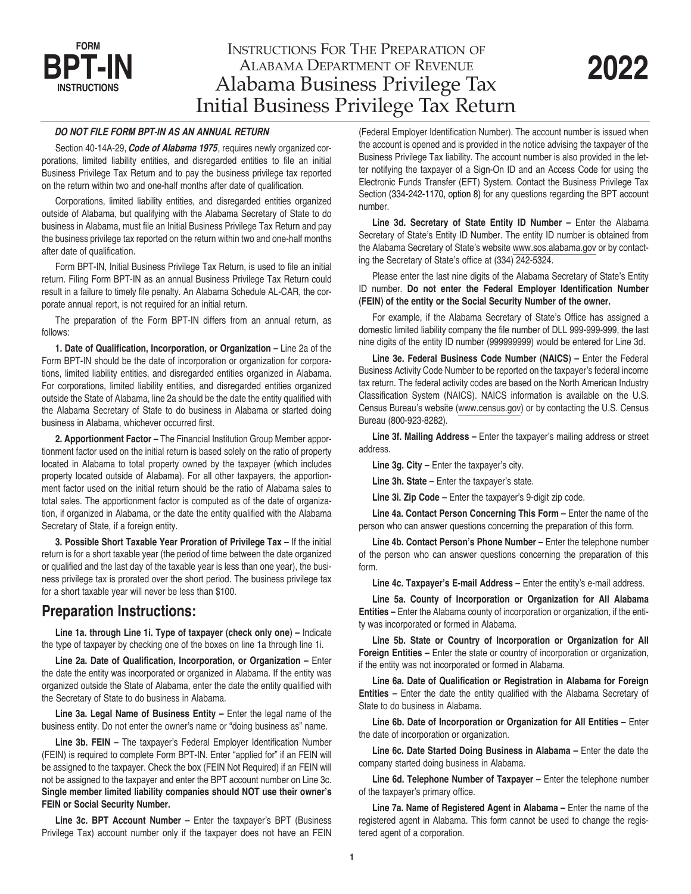**FORM BPT-IN INSTRUCTIONS**

# Instructions For The Preparation of Alabama Department of Revenue Alabama Business Privilege Tax Initial Business Privilege Tax Return

**2022**

***DO NOT FILE FORM BPT-IN AS AN ANNUAL RETURN***

Section 40-14A-29, ***Code of Alabama 1975***, requires newly organized corporations, limited liability entities, and disregarded entities to file an initial Business Privilege Tax Return and to pay the business privilege tax reported on the return within two and one-half months after date of qualification.

Corporations, limited liability entities, and disregarded entities organized outside of Alabama, but qualifying with the Alabama Secretary of State to do business in Alabama, must file an Initial Business Privilege Tax Return and pay the business privilege tax reported on the return within two and one-half months after date of qualification.

Form BPT-IN, Initial Business Privilege Tax Return, is used to file an initial return. Filing Form BPT-IN as an annual Business Privilege Tax Return could result in a failure to timely file penalty. An Alabama Schedule AL-CAR, the corporate annual report, is not required for an initial return.

The preparation of the Form BPT-IN differs from an annual return, as follows:

**1. Date of Qualification, Incorporation, or Organization –** Line 2a of the Form BPT-IN should be the date of incorporation or organization for corporations, limited liability entities, and disregarded entities organized in Alabama. For corporations, limited liability entities, and disregarded entities organized outside the State of Alabama, line 2a should be the date the entity qualified with the Alabama Secretary of State to do business in Alabama or started doing business in Alabama, whichever occurred first.

**2. Apportionment Factor –** The Financial Institution Group Member apportionment factor used on the initial return is based solely on the ratio of property located in Alabama to total property owned by the taxpayer (which includes property located outside of Alabama). For all other taxpayers, the apportionment factor used on the initial return should be the ratio of Alabama sales to total sales. The apportionment factor is computed as of the date of organization, if organized in Alabama, or the date the entity qualified with the Alabama Secretary of State, if a foreign entity.

**3. Possible Short Taxable Year Proration of Privilege Tax –** If the initial return is for a short taxable year (the period of time between the date organized or qualified and the last day of the taxable year is less than one year), the business privilege tax is prorated over the short period. The business privilege tax for a short taxable year will never be less than $100.

## Preparation Instructions:

**Line 1a. through Line 1i. Type of taxpayer (check only one) –** Indicate the type of taxpayer by checking one of the boxes on line 1a through line 1i.

**Line 2a. Date of Qualification, Incorporation, or Organization –** Enter the date the entity was incorporated or organized in Alabama. If the entity was organized outside the State of Alabama, enter the date the entity qualified with the Secretary of State to do business in Alabama.

**Line 3a. Legal Name of Business Entity –** Enter the legal name of the business entity. Do not enter the owner's name or "doing business as" name.

**Line 3b. FEIN –** The taxpayer's Federal Employer Identification Number (FEIN) is required to complete Form BPT-IN. Enter "applied for" if an FEIN will be assigned to the taxpayer. Check the box (FEIN Not Required) if an FEIN will not be assigned to the taxpayer and enter the BPT account number on Line 3c. **Single member limited liability companies should NOT use their owner's FEIN or Social Security Number.**

**Line 3c. BPT Account Number –** Enter the taxpayer's BPT (Business Privilege Tax) account number only if the taxpayer does not have an FEIN (Federal Employer Identification Number). The account number is issued when the account is opened and is provided in the notice advising the taxpayer of the Business Privilege Tax liability. The account number is also provided in the letter notifying the taxpayer of a Sign-On ID and an Access Code for using the Electronic Funds Transfer (EFT) System. Contact the Business Privilege Tax Section (334-242-1170, option 8) for any questions regarding the BPT account number.

**Line 3d. Secretary of State Entity ID Number –** Enter the Alabama Secretary of State's Entity ID Number. The entity ID number is obtained from the Alabama Secretary of State's website www.sos.alabama.gov or by contacting the Secretary of State's office at (334) 242-5324.

Please enter the last nine digits of the Alabama Secretary of State's Entity ID number. **Do not enter the Federal Employer Identification Number (FEIN) of the entity or the Social Security Number of the owner.**

For example, if the Alabama Secretary of State's Office has assigned a domestic limited liability company the file number of DLL 999-999-999, the last nine digits of the entity ID number (999999999) would be entered for Line 3d.

**Line 3e. Federal Business Code Number (NAICS) –** Enter the Federal Business Activity Code Number to be reported on the taxpayer's federal income tax return. The federal activity codes are based on the North American Industry Classification System (NAICS). NAICS information is available on the U.S. Census Bureau's website (www.census.gov) or by contacting the U.S. Census Bureau (800-923-8282).

**Line 3f. Mailing Address –** Enter the taxpayer's mailing address or street address.

**Line 3g. City –** Enter the taxpayer's city.

**Line 3h. State –** Enter the taxpayer's state.

**Line 3i. Zip Code –** Enter the taxpayer's 9-digit zip code.

**Line 4a. Contact Person Concerning This Form –** Enter the name of the person who can answer questions concerning the preparation of this form.

**Line 4b. Contact Person's Phone Number –** Enter the telephone number of the person who can answer questions concerning the preparation of this form.

**Line 4c. Taxpayer's E-mail Address –** Enter the entity's e-mail address.

**Line 5a. County of Incorporation or Organization for All Alabama Entities –** Enter the Alabama county of incorporation or organization, if the entity was incorporated or formed in Alabama.

**Line 5b. State or Country of Incorporation or Organization for All Foreign Entities –** Enter the state or country of incorporation or organization, if the entity was not incorporated or formed in Alabama.

**Line 6a. Date of Qualification or Registration in Alabama for Foreign Entities –** Enter the date the entity qualified with the Alabama Secretary of State to do business in Alabama.

**Line 6b. Date of Incorporation or Organization for All Entities –** Enter the date of incorporation or organization.

**Line 6c. Date Started Doing Business in Alabama –** Enter the date the company started doing business in Alabama.

**Line 6d. Telephone Number of Taxpayer –** Enter the telephone number of the taxpayer's primary office.

**Line 7a. Name of Registered Agent in Alabama –** Enter the name of the registered agent in Alabama. This form cannot be used to change the registered agent of a corporation.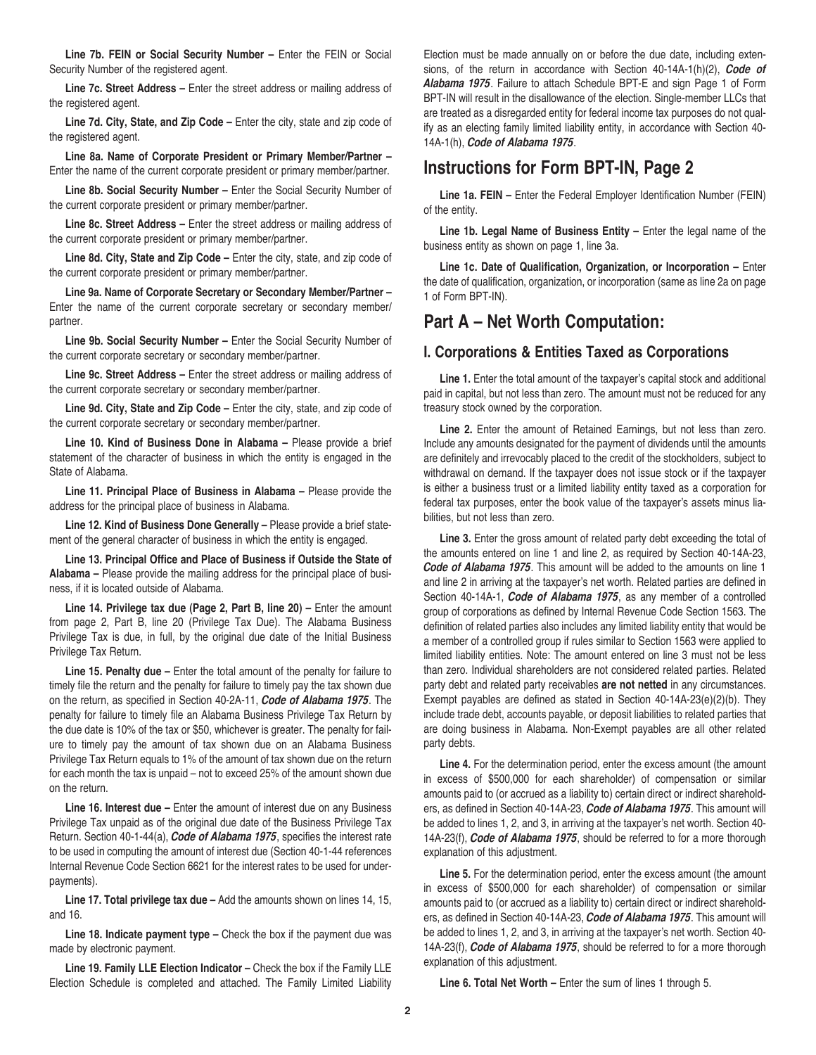**Line 7b. FEIN or Social Security Number –** Enter the FEIN or Social Security Number of the registered agent.

**Line 7c. Street Address –** Enter the street address or mailing address of the registered agent.

**Line 7d. City, State, and Zip Code –** Enter the city, state and zip code of the registered agent.

**Line 8a. Name of Corporate President or Primary Member/Partner –** Enter the name of the current corporate president or primary member/partner.

**Line 8b. Social Security Number –** Enter the Social Security Number of the current corporate president or primary member/partner.

**Line 8c. Street Address –** Enter the street address or mailing address of the current corporate president or primary member/partner.

**Line 8d. City, State and Zip Code –** Enter the city, state, and zip code of the current corporate president or primary member/partner.

**Line 9a. Name of Corporate Secretary or Secondary Member/Partner –** Enter the name of the current corporate secretary or secondary member/partner.

**Line 9b. Social Security Number –** Enter the Social Security Number of the current corporate secretary or secondary member/partner.

**Line 9c. Street Address –** Enter the street address or mailing address of the current corporate secretary or secondary member/partner.

**Line 9d. City, State and Zip Code –** Enter the city, state, and zip code of the current corporate secretary or secondary member/partner.

**Line 10. Kind of Business Done in Alabama –** Please provide a brief statement of the character of business in which the entity is engaged in the State of Alabama.

**Line 11. Principal Place of Business in Alabama –** Please provide the address for the principal place of business in Alabama.

**Line 12. Kind of Business Done Generally –** Please provide a brief statement of the general character of business in which the entity is engaged.

**Line 13. Principal Office and Place of Business if Outside the State of Alabama –** Please provide the mailing address for the principal place of business, if it is located outside of Alabama.

**Line 14. Privilege tax due (Page 2, Part B, line 20) –** Enter the amount from page 2, Part B, line 20 (Privilege Tax Due). The Alabama Business Privilege Tax is due, in full, by the original due date of the Initial Business Privilege Tax Return.

**Line 15. Penalty due –** Enter the total amount of the penalty for failure to timely file the return and the penalty for failure to timely pay the tax shown due on the return, as specified in Section 40-2A-11, ***Code of Alabama 1975***. The penalty for failure to timely file an Alabama Business Privilege Tax Return by the due date is 10% of the tax or $50, whichever is greater. The penalty for failure to timely pay the amount of tax shown due on an Alabama Business Privilege Tax Return equals to 1% of the amount of tax shown due on the return for each month the tax is unpaid – not to exceed 25% of the amount shown due on the return.

**Line 16. Interest due –** Enter the amount of interest due on any Business Privilege Tax unpaid as of the original due date of the Business Privilege Tax Return. Section 40-1-44(a), ***Code of Alabama 1975***, specifies the interest rate to be used in computing the amount of interest due (Section 40-1-44 references Internal Revenue Code Section 6621 for the interest rates to be used for underpayments).

**Line 17. Total privilege tax due –** Add the amounts shown on lines 14, 15, and 16.

**Line 18. Indicate payment type –** Check the box if the payment due was made by electronic payment.

**Line 19. Family LLE Election Indicator –** Check the box if the Family LLE Election Schedule is completed and attached. The Family Limited Liability Election must be made annually on or before the due date, including extensions, of the return in accordance with Section 40-14A-1(h)(2), ***Code of Alabama 1975***. Failure to attach Schedule BPT-E and sign Page 1 of Form BPT-IN will result in the disallowance of the election. Single-member LLCs that are treated as a disregarded entity for federal income tax purposes do not qualify as an electing family limited liability entity, in accordance with Section 40-14A-1(h), ***Code of Alabama 1975***.

## Instructions for Form BPT-IN, Page 2

**Line 1a. FEIN –** Enter the Federal Employer Identification Number (FEIN) of the entity.

**Line 1b. Legal Name of Business Entity –** Enter the legal name of the business entity as shown on page 1, line 3a.

**Line 1c. Date of Qualification, Organization, or Incorporation –** Enter the date of qualification, organization, or incorporation (same as line 2a on page 1 of Form BPT-IN).

## Part A – Net Worth Computation:

### I. Corporations & Entities Taxed as Corporations

**Line 1.** Enter the total amount of the taxpayer's capital stock and additional paid in capital, but not less than zero. The amount must not be reduced for any treasury stock owned by the corporation.

**Line 2.** Enter the amount of Retained Earnings, but not less than zero. Include any amounts designated for the payment of dividends until the amounts are definitely and irrevocably placed to the credit of the stockholders, subject to withdrawal on demand. If the taxpayer does not issue stock or if the taxpayer is either a business trust or a limited liability entity taxed as a corporation for federal tax purposes, enter the book value of the taxpayer's assets minus liabilities, but not less than zero.

**Line 3.** Enter the gross amount of related party debt exceeding the total of the amounts entered on line 1 and line 2, as required by Section 40-14A-23, ***Code of Alabama 1975***. This amount will be added to the amounts on line 1 and line 2 in arriving at the taxpayer's net worth. Related parties are defined in Section 40-14A-1, ***Code of Alabama 1975***, as any member of a controlled group of corporations as defined by Internal Revenue Code Section 1563. The definition of related parties also includes any limited liability entity that would be a member of a controlled group if rules similar to Section 1563 were applied to limited liability entities. Note: The amount entered on line 3 must not be less than zero. Individual shareholders are not considered related parties. Related party debt and related party receivables **are not netted** in any circumstances. Exempt payables are defined as stated in Section 40-14A-23(e)(2)(b). They include trade debt, accounts payable, or deposit liabilities to related parties that are doing business in Alabama. Non-Exempt payables are all other related party debts.

**Line 4.** For the determination period, enter the excess amount (the amount in excess of $500,000 for each shareholder) of compensation or similar amounts paid to (or accrued as a liability to) certain direct or indirect shareholders, as defined in Section 40-14A-23, ***Code of Alabama 1975***. This amount will be added to lines 1, 2, and 3, in arriving at the taxpayer's net worth. Section 40-14A-23(f), ***Code of Alabama 1975***, should be referred to for a more thorough explanation of this adjustment.

**Line 5.** For the determination period, enter the excess amount (the amount in excess of $500,000 for each shareholder) of compensation or similar amounts paid to (or accrued as a liability to) certain direct or indirect shareholders, as defined in Section 40-14A-23, ***Code of Alabama 1975***. This amount will be added to lines 1, 2, and 3, in arriving at the taxpayer's net worth. Section 40-14A-23(f), ***Code of Alabama 1975***, should be referred to for a more thorough explanation of this adjustment.

**Line 6. Total Net Worth –** Enter the sum of lines 1 through 5.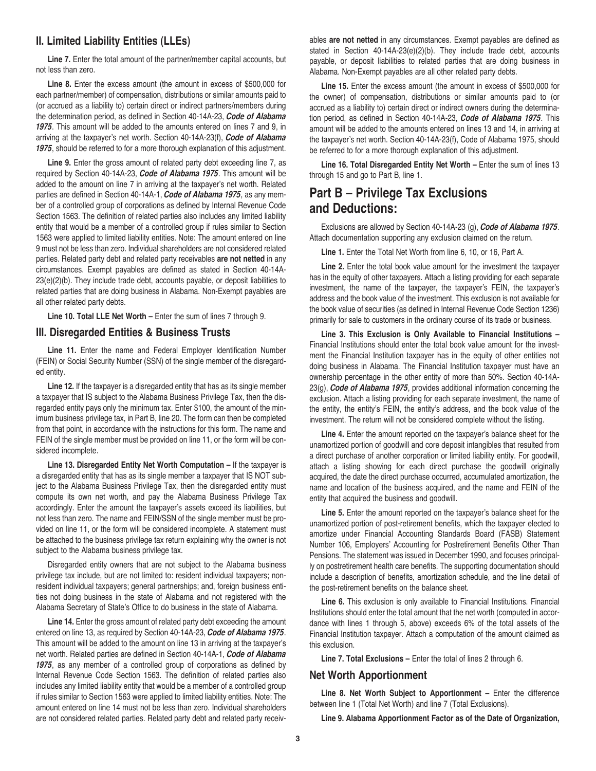## II. Limited Liability Entities (LLEs)

**Line 7.** Enter the total amount of the partner/member capital accounts, but not less than zero.

**Line 8.** Enter the excess amount (the amount in excess of $500,000 for each partner/member) of compensation, distributions or similar amounts paid to (or accrued as a liability to) certain direct or indirect partners/members during the determination period, as defined in Section 40-14A-23, ***Code of Alabama 1975***. This amount will be added to the amounts entered on lines 7 and 9, in arriving at the taxpayer's net worth. Section 40-14A-23(f), ***Code of Alabama 1975***, should be referred to for a more thorough explanation of this adjustment.

**Line 9.** Enter the gross amount of related party debt exceeding line 7, as required by Section 40-14A-23, ***Code of Alabama 1975***. This amount will be added to the amount on line 7 in arriving at the taxpayer's net worth. Related parties are defined in Section 40-14A-1, ***Code of Alabama 1975***, as any member of a controlled group of corporations as defined by Internal Revenue Code Section 1563. The definition of related parties also includes any limited liability entity that would be a member of a controlled group if rules similar to Section 1563 were applied to limited liability entities. Note: The amount entered on line 9 must not be less than zero. Individual shareholders are not considered related parties. Related party debt and related party receivables **are not netted** in any circumstances. Exempt payables are defined as stated in Section 40-14A-23(e)(2)(b). They include trade debt, accounts payable, or deposit liabilities to related parties that are doing business in Alabama. Non-Exempt payables are all other related party debts.

**Line 10. Total LLE Net Worth –** Enter the sum of lines 7 through 9.

## III. Disregarded Entities & Business Trusts

**Line 11.** Enter the name and Federal Employer Identification Number (FEIN) or Social Security Number (SSN) of the single member of the disregarded entity.

**Line 12.** If the taxpayer is a disregarded entity that has as its single member a taxpayer that IS subject to the Alabama Business Privilege Tax, then the disregarded entity pays only the minimum tax. Enter $100, the amount of the minimum business privilege tax, in Part B, line 20. The form can then be completed from that point, in accordance with the instructions for this form. The name and FEIN of the single member must be provided on line 11, or the form will be considered incomplete.

**Line 13. Disregarded Entity Net Worth Computation –** If the taxpayer is a disregarded entity that has as its single member a taxpayer that IS NOT subject to the Alabama Business Privilege Tax, then the disregarded entity must compute its own net worth, and pay the Alabama Business Privilege Tax accordingly. Enter the amount the taxpayer's assets exceed its liabilities, but not less than zero. The name and FEIN/SSN of the single member must be provided on line 11, or the form will be considered incomplete. A statement must be attached to the business privilege tax return explaining why the owner is not subject to the Alabama business privilege tax.

Disregarded entity owners that are not subject to the Alabama business privilege tax include, but are not limited to: resident individual taxpayers; nonresident individual taxpayers; general partnerships; and, foreign business entities not doing business in the state of Alabama and not registered with the Alabama Secretary of State's Office to do business in the state of Alabama.

**Line 14.** Enter the gross amount of related party debt exceeding the amount entered on line 13, as required by Section 40-14A-23, ***Code of Alabama 1975***. This amount will be added to the amount on line 13 in arriving at the taxpayer's net worth. Related parties are defined in Section 40-14A-1, ***Code of Alabama 1975***, as any member of a controlled group of corporations as defined by Internal Revenue Code Section 1563. The definition of related parties also includes any limited liability entity that would be a member of a controlled group if rules similar to Section 1563 were applied to limited liability entities. Note: The amount entered on line 14 must not be less than zero. Individual shareholders are not considered related parties. Related party debt and related party receivables **are not netted** in any circumstances. Exempt payables are defined as stated in Section 40-14A-23(e)(2)(b). They include trade debt, accounts payable, or deposit liabilities to related parties that are doing business in Alabama. Non-Exempt payables are all other related party debts.

**Line 15.** Enter the excess amount (the amount in excess of $500,000 for the owner) of compensation, distributions or similar amounts paid to (or accrued as a liability to) certain direct or indirect owners during the determination period, as defined in Section 40-14A-23, ***Code of Alabama 1975***. This amount will be added to the amounts entered on lines 13 and 14, in arriving at the taxpayer's net worth. Section 40-14A-23(f), Code of Alabama 1975, should be referred to for a more thorough explanation of this adjustment.

**Line 16. Total Disregarded Entity Net Worth –** Enter the sum of lines 13 through 15 and go to Part B, line 1.

# Part B – Privilege Tax Exclusions and Deductions:

Exclusions are allowed by Section 40-14A-23 (g), ***Code of Alabama 1975***. Attach documentation supporting any exclusion claimed on the return.

**Line 1.** Enter the Total Net Worth from line 6, 10, or 16, Part A.

**Line 2.** Enter the total book value amount for the investment the taxpayer has in the equity of other taxpayers. Attach a listing providing for each separate investment, the name of the taxpayer, the taxpayer's FEIN, the taxpayer's address and the book value of the investment. This exclusion is not available for the book value of securities (as defined in Internal Revenue Code Section 1236) primarily for sale to customers in the ordinary course of its trade or business.

**Line 3. This Exclusion is Only Available to Financial Institutions –** Financial Institutions should enter the total book value amount for the investment the Financial Institution taxpayer has in the equity of other entities not doing business in Alabama. The Financial Institution taxpayer must have an ownership percentage in the other entity of more than 50%. Section 40-14A-23(g), ***Code of Alabama 1975***, provides additional information concerning the exclusion. Attach a listing providing for each separate investment, the name of the entity, the entity's FEIN, the entity's address, and the book value of the investment. The return will not be considered complete without the listing.

**Line 4.** Enter the amount reported on the taxpayer's balance sheet for the unamortized portion of goodwill and core deposit intangibles that resulted from a direct purchase of another corporation or limited liability entity. For goodwill, attach a listing showing for each direct purchase the goodwill originally acquired, the date the direct purchase occurred, accumulated amortization, the name and location of the business acquired, and the name and FEIN of the entity that acquired the business and goodwill.

**Line 5.** Enter the amount reported on the taxpayer's balance sheet for the unamortized portion of post-retirement benefits, which the taxpayer elected to amortize under Financial Accounting Standards Board (FASB) Statement Number 106, Employers' Accounting for Postretirement Benefits Other Than Pensions. The statement was issued in December 1990, and focuses principally on postretirement health care benefits. The supporting documentation should include a description of benefits, amortization schedule, and the line detail of the post-retirement benefits on the balance sheet.

**Line 6.** This exclusion is only available to Financial Institutions. Financial Institutions should enter the total amount that the net worth (computed in accordance with lines 1 through 5, above) exceeds 6% of the total assets of the Financial Institution taxpayer. Attach a computation of the amount claimed as this exclusion.

**Line 7. Total Exclusions –** Enter the total of lines 2 through 6.

## Net Worth Apportionment

**Line 8. Net Worth Subject to Apportionment –** Enter the difference between line 1 (Total Net Worth) and line 7 (Total Exclusions).

**Line 9. Alabama Apportionment Factor as of the Date of Organization,**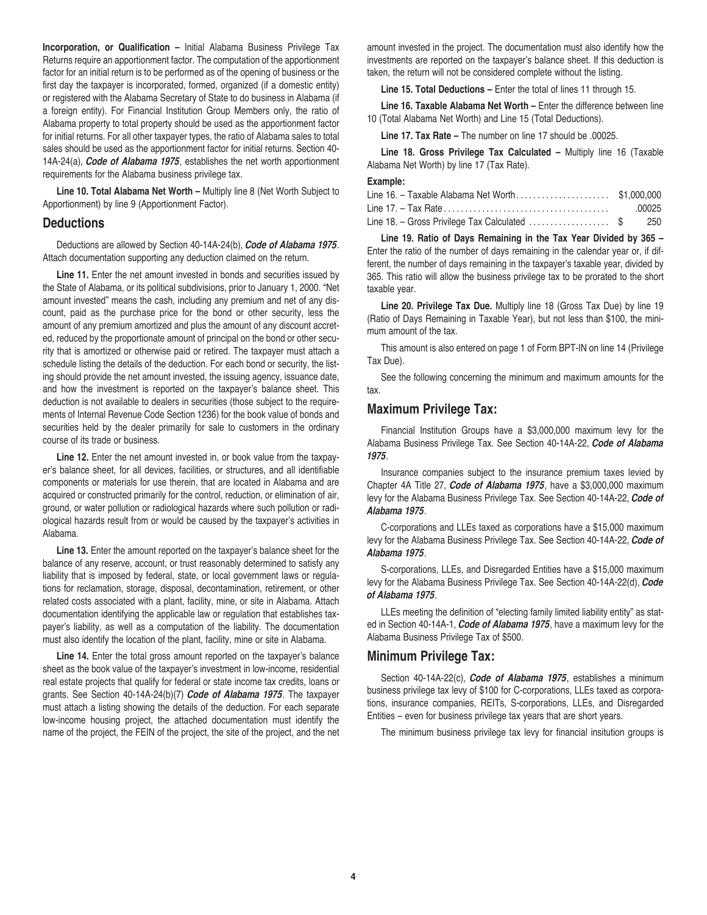**Incorporation, or Qualification –** Initial Alabama Business Privilege Tax Returns require an apportionment factor. The computation of the apportionment factor for an initial return is to be performed as of the opening of business or the first day the taxpayer is incorporated, formed, organized (if a domestic entity) or registered with the Alabama Secretary of State to do business in Alabama (if a foreign entity). For Financial Institution Group Members only, the ratio of Alabama property to total property should be used as the apportionment factor for initial returns. For all other taxpayer types, the ratio of Alabama sales to total sales should be used as the apportionment factor for initial returns. Section 40-14A-24(a), ***Code of Alabama 1975***, establishes the net worth apportionment requirements for the Alabama business privilege tax.

**Line 10. Total Alabama Net Worth –** Multiply line 8 (Net Worth Subject to Apportionment) by line 9 (Apportionment Factor).

## Deductions

Deductions are allowed by Section 40-14A-24(b), ***Code of Alabama 1975***. Attach documentation supporting any deduction claimed on the return.

**Line 11.** Enter the net amount invested in bonds and securities issued by the State of Alabama, or its political subdivisions, prior to January 1, 2000. "Net amount invested" means the cash, including any premium and net of any discount, paid as the purchase price for the bond or other security, less the amount of any premium amortized and plus the amount of any discount accreted, reduced by the proportionate amount of principal on the bond or other security that is amortized or otherwise paid or retired. The taxpayer must attach a schedule listing the details of the deduction. For each bond or security, the listing should provide the net amount invested, the issuing agency, issuance date, and how the investment is reported on the taxpayer's balance sheet. This deduction is not available to dealers in securities (those subject to the requirements of Internal Revenue Code Section 1236) for the book value of bonds and securities held by the dealer primarily for sale to customers in the ordinary course of its trade or business.

**Line 12.** Enter the net amount invested in, or book value from the taxpayer's balance sheet, for all devices, facilities, or structures, and all identifiable components or materials for use therein, that are located in Alabama and are acquired or constructed primarily for the control, reduction, or elimination of air, ground, or water pollution or radiological hazards where such pollution or radiological hazards result from or would be caused by the taxpayer's activities in Alabama.

**Line 13.** Enter the amount reported on the taxpayer's balance sheet for the balance of any reserve, account, or trust reasonably determined to satisfy any liability that is imposed by federal, state, or local government laws or regulations for reclamation, storage, disposal, decontamination, retirement, or other related costs associated with a plant, facility, mine, or site in Alabama. Attach documentation identifying the applicable law or regulation that establishes taxpayer's liability, as well as a computation of the liability. The documentation must also identify the location of the plant, facility, mine or site in Alabama.

**Line 14.** Enter the total gross amount reported on the taxpayer's balance sheet as the book value of the taxpayer's investment in low-income, residential real estate projects that qualify for federal or state income tax credits, loans or grants. See Section 40-14A-24(b)(7) ***Code of Alabama 1975***. The taxpayer must attach a listing showing the details of the deduction. For each separate low-income housing project, the attached documentation must identify the name of the project, the FEIN of the project, the site of the project, and the net amount invested in the project. The documentation must also identify how the investments are reported on the taxpayer's balance sheet. If this deduction is taken, the return will not be considered complete without the listing.

**Line 15. Total Deductions –** Enter the total of lines 11 through 15.

**Line 16. Taxable Alabama Net Worth –** Enter the difference between line 10 (Total Alabama Net Worth) and Line 15 (Total Deductions).

**Line 17. Tax Rate –** The number on line 17 should be .00025.

**Line 18. Gross Privilege Tax Calculated –** Multiply line 16 (Taxable Alabama Net Worth) by line 17 (Tax Rate).

**Example:**

| | |
|---|---|
| Line 16. – Taxable Alabama Net Worth | $1,000,000 |
| Line 17. – Tax Rate | .00025 |
| Line 18. – Gross Privilege Tax Calculated | $ 250 |

**Line 19. Ratio of Days Remaining in the Tax Year Divided by 365 –** Enter the ratio of the number of days remaining in the calendar year or, if different, the number of days remaining in the taxpayer's taxable year, divided by 365. This ratio will allow the business privilege tax to be prorated to the short taxable year.

**Line 20. Privilege Tax Due.** Multiply line 18 (Gross Tax Due) by line 19 (Ratio of Days Remaining in Taxable Year), but not less than $100, the minimum amount of the tax.

This amount is also entered on page 1 of Form BPT-IN on line 14 (Privilege Tax Due).

See the following concerning the minimum and maximum amounts for the tax.

## Maximum Privilege Tax:

Financial Institution Groups have a $3,000,000 maximum levy for the Alabama Business Privilege Tax. See Section 40-14A-22, ***Code of Alabama 1975***.

Insurance companies subject to the insurance premium taxes levied by Chapter 4A Title 27, ***Code of Alabama 1975***, have a $3,000,000 maximum levy for the Alabama Business Privilege Tax. See Section 40-14A-22, ***Code of Alabama 1975***.

C-corporations and LLEs taxed as corporations have a $15,000 maximum levy for the Alabama Business Privilege Tax. See Section 40-14A-22, ***Code of Alabama 1975***.

S-corporations, LLEs, and Disregarded Entities have a $15,000 maximum levy for the Alabama Business Privilege Tax. See Section 40-14A-22(d), ***Code of Alabama 1975***.

LLEs meeting the definition of "electing family limited liability entity" as stated in Section 40-14A-1, ***Code of Alabama 1975***, have a maximum levy for the Alabama Business Privilege Tax of $500.

## Minimum Privilege Tax:

Section 40-14A-22(c), ***Code of Alabama 1975***, establishes a minimum business privilege tax levy of $100 for C-corporations, LLEs taxed as corporations, insurance companies, REITs, S-corporations, LLEs, and Disregarded Entities – even for business privilege tax years that are short years.

The minimum business privilege tax levy for financial insitution groups is